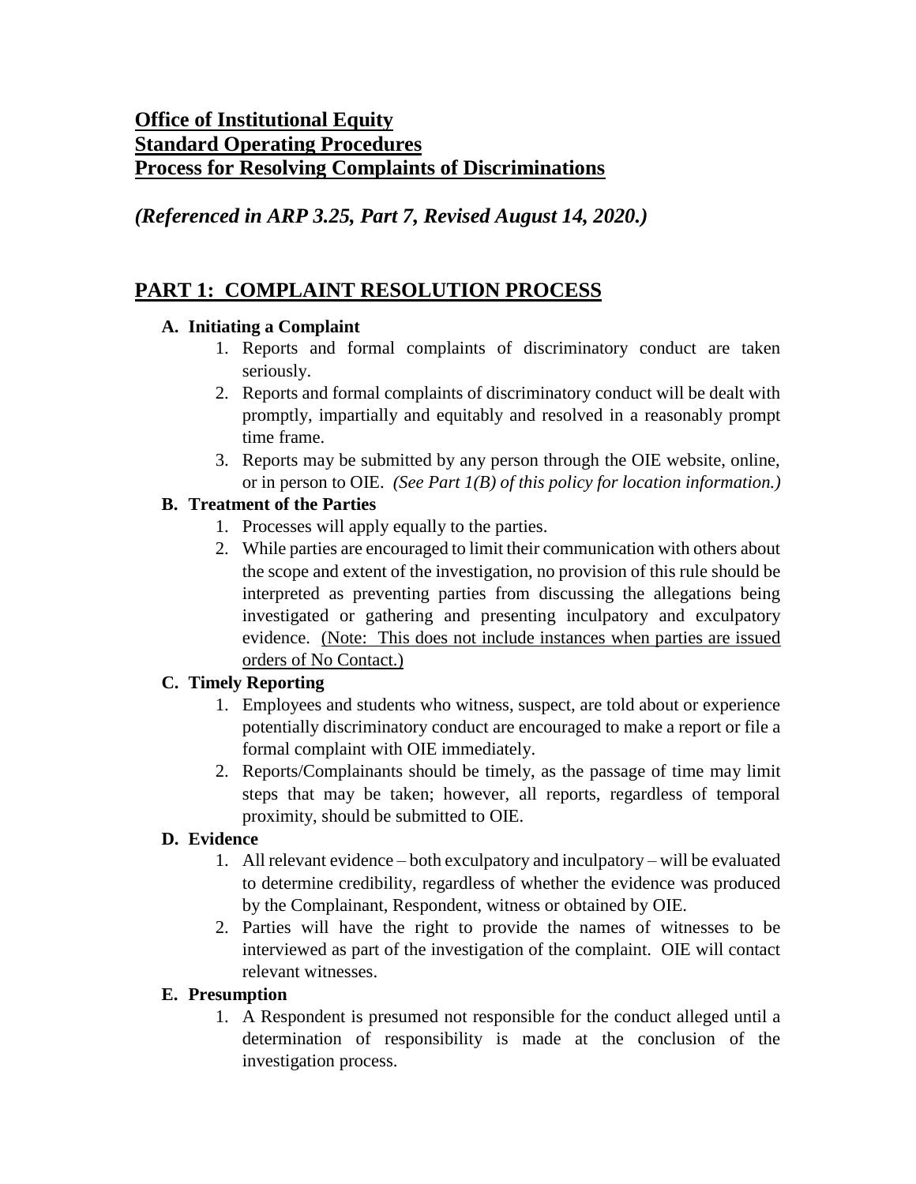**Office of Institutional Equity**
**Standard Operating Procedures**
**Process for Resolving Complaints of Discriminations**

***(Referenced in ARP 3.25, Part 7, Revised August 14, 2020.)***

## PART 1: COMPLAINT RESOLUTION PROCESS

### A. Initiating a Complaint

1. Reports and formal complaints of discriminatory conduct are taken seriously.
2. Reports and formal complaints of discriminatory conduct will be dealt with promptly, impartially and equitably and resolved in a reasonably prompt time frame.
3. Reports may be submitted by any person through the OIE website, online, or in person to OIE. *(See Part 1(B) of this policy for location information.)*

### B. Treatment of the Parties

1. Processes will apply equally to the parties.
2. While parties are encouraged to limit their communication with others about the scope and extent of the investigation, no provision of this rule should be interpreted as preventing parties from discussing the allegations being investigated or gathering and presenting inculpatory and exculpatory evidence. <u>(Note: This does not include instances when parties are issued orders of No Contact.)</u>

### C. Timely Reporting

1. Employees and students who witness, suspect, are told about or experience potentially discriminatory conduct are encouraged to make a report or file a formal complaint with OIE immediately.
2. Reports/Complainants should be timely, as the passage of time may limit steps that may be taken; however, all reports, regardless of temporal proximity, should be submitted to OIE.

### D. Evidence

1. All relevant evidence – both exculpatory and inculpatory – will be evaluated to determine credibility, regardless of whether the evidence was produced by the Complainant, Respondent, witness or obtained by OIE.
2. Parties will have the right to provide the names of witnesses to be interviewed as part of the investigation of the complaint. OIE will contact relevant witnesses.

### E. Presumption

1. A Respondent is presumed not responsible for the conduct alleged until a determination of responsibility is made at the conclusion of the investigation process.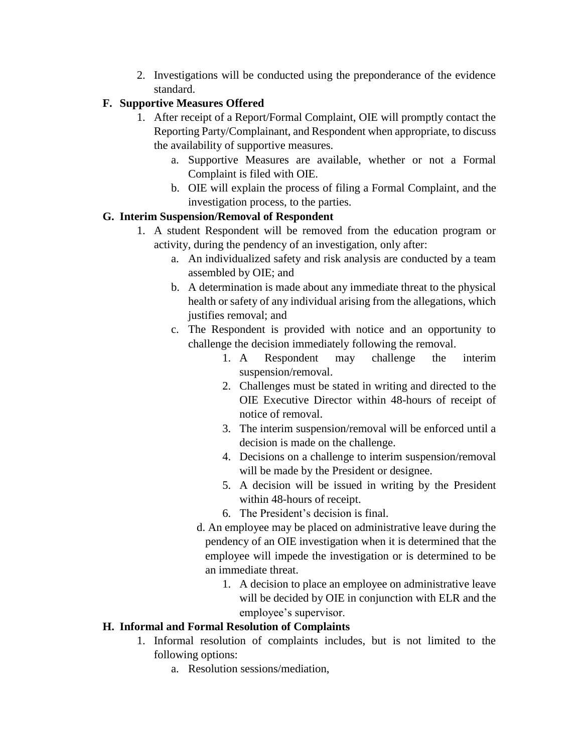2. Investigations will be conducted using the preponderance of the evidence standard.

**F. Supportive Measures Offered**

1. After receipt of a Report/Formal Complaint, OIE will promptly contact the Reporting Party/Complainant, and Respondent when appropriate, to discuss the availability of supportive measures.
    a. Supportive Measures are available, whether or not a Formal Complaint is filed with OIE.
    b. OIE will explain the process of filing a Formal Complaint, and the investigation process, to the parties.

**G. Interim Suspension/Removal of Respondent**

1. A student Respondent will be removed from the education program or activity, during the pendency of an investigation, only after:
    a. An individualized safety and risk analysis are conducted by a team assembled by OIE; and
    b. A determination is made about any immediate threat to the physical health or safety of any individual arising from the allegations, which justifies removal; and
    c. The Respondent is provided with notice and an opportunity to challenge the decision immediately following the removal.
        1. A Respondent may challenge the interim suspension/removal.
        2. Challenges must be stated in writing and directed to the OIE Executive Director within 48-hours of receipt of notice of removal.
        3. The interim suspension/removal will be enforced until a decision is made on the challenge.
        4. Decisions on a challenge to interim suspension/removal will be made by the President or designee.
        5. A decision will be issued in writing by the President within 48-hours of receipt.
        6. The President's decision is final.
    d. An employee may be placed on administrative leave during the pendency of an OIE investigation when it is determined that the employee will impede the investigation or is determined to be an immediate threat.
        1. A decision to place an employee on administrative leave will be decided by OIE in conjunction with ELR and the employee's supervisor.

**H. Informal and Formal Resolution of Complaints**

1. Informal resolution of complaints includes, but is not limited to the following options:
    a. Resolution sessions/mediation,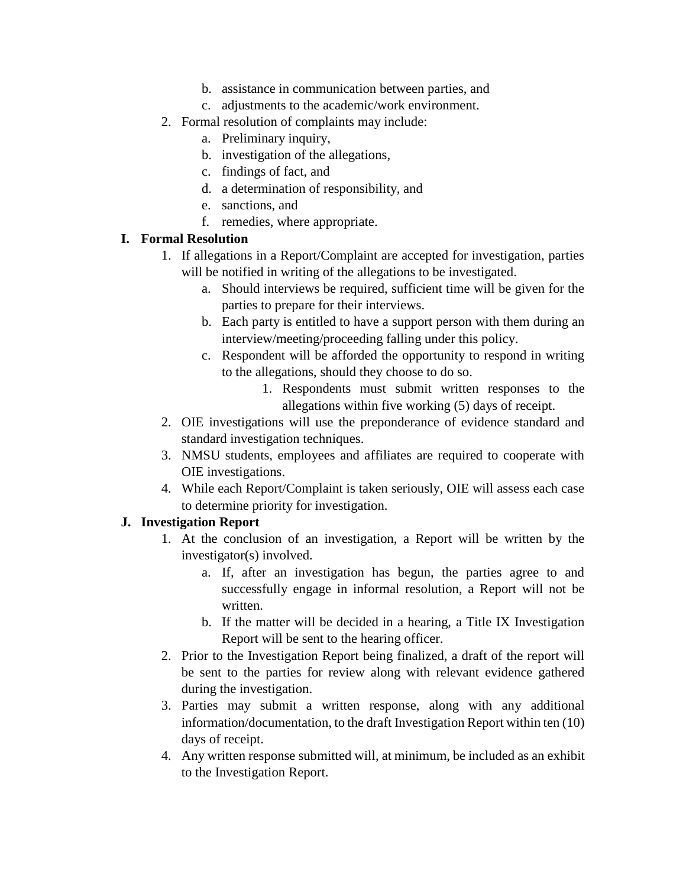- b. assistance in communication between parties, and
   - c. adjustments to the academic/work environment.
2. Formal resolution of complaints may include:
   - a. Preliminary inquiry,
   - b. investigation of the allegations,
   - c. findings of fact, and
   - d. a determination of responsibility, and
   - e. sanctions, and
   - f. remedies, where appropriate.

### I. Formal Resolution

1. If allegations in a Report/Complaint are accepted for investigation, parties will be notified in writing of the allegations to be investigated.
   - a. Should interviews be required, sufficient time will be given for the parties to prepare for their interviews.
   - b. Each party is entitled to have a support person with them during an interview/meeting/proceeding falling under this policy.
   - c. Respondent will be afforded the opportunity to respond in writing to the allegations, should they choose to do so.
     1. Respondents must submit written responses to the allegations within five working (5) days of receipt.
2. OIE investigations will use the preponderance of evidence standard and standard investigation techniques.
3. NMSU students, employees and affiliates are required to cooperate with OIE investigations.
4. While each Report/Complaint is taken seriously, OIE will assess each case to determine priority for investigation.

### J. Investigation Report

1. At the conclusion of an investigation, a Report will be written by the investigator(s) involved.
   - a. If, after an investigation has begun, the parties agree to and successfully engage in informal resolution, a Report will not be written.
   - b. If the matter will be decided in a hearing, a Title IX Investigation Report will be sent to the hearing officer.
2. Prior to the Investigation Report being finalized, a draft of the report will be sent to the parties for review along with relevant evidence gathered during the investigation.
3. Parties may submit a written response, along with any additional information/documentation, to the draft Investigation Report within ten (10) days of receipt.
4. Any written response submitted will, at minimum, be included as an exhibit to the Investigation Report.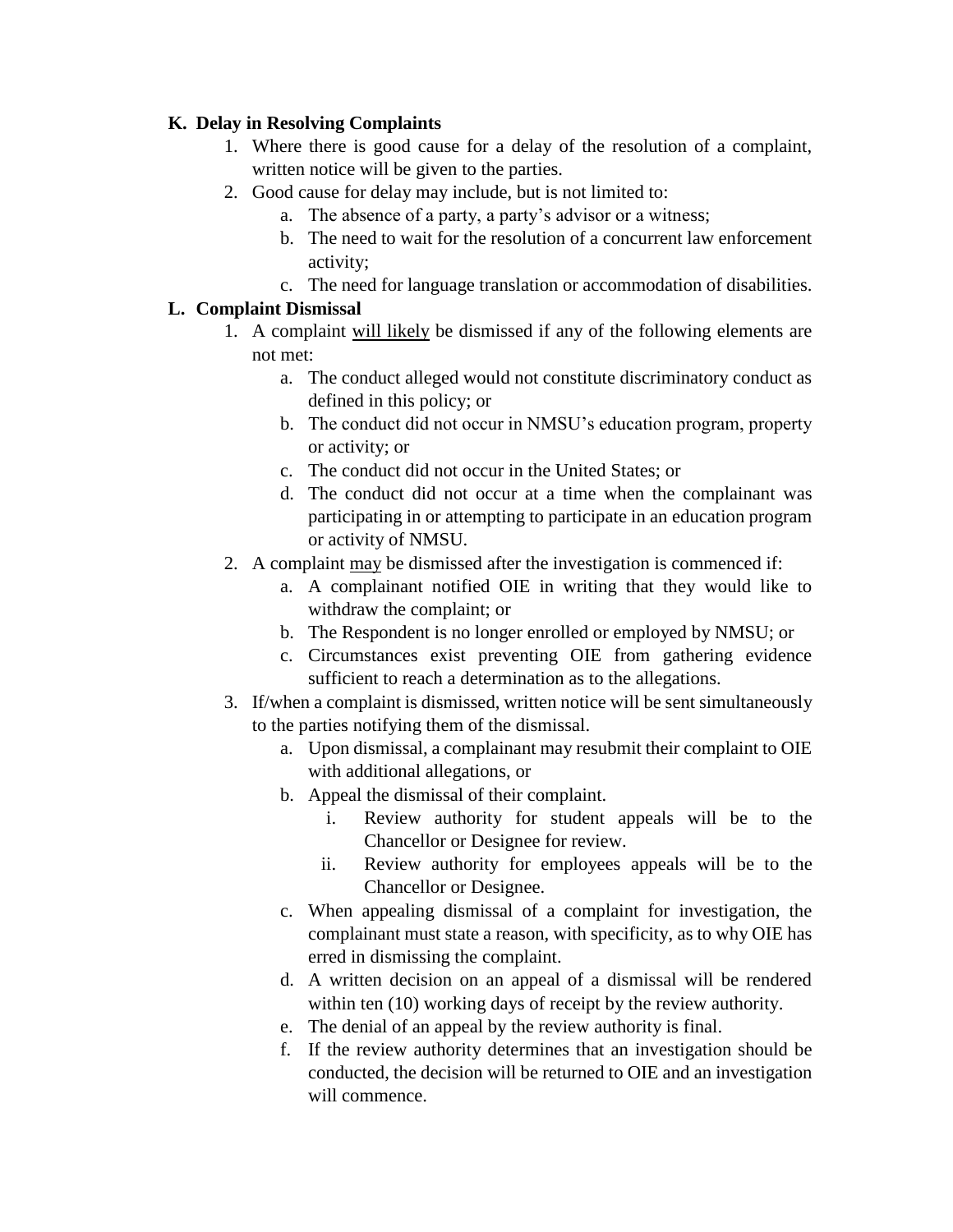**K. Delay in Resolving Complaints**

1. Where there is good cause for a delay of the resolution of a complaint, written notice will be given to the parties.
2. Good cause for delay may include, but is not limited to:
   a. The absence of a party, a party's advisor or a witness;
   b. The need to wait for the resolution of a concurrent law enforcement activity;
   c. The need for language translation or accommodation of disabilities.

**L. Complaint Dismissal**

1. A complaint <u>will likely</u> be dismissed if any of the following elements are not met:
   a. The conduct alleged would not constitute discriminatory conduct as defined in this policy; or
   b. The conduct did not occur in NMSU's education program, property or activity; or
   c. The conduct did not occur in the United States; or
   d. The conduct did not occur at a time when the complainant was participating in or attempting to participate in an education program or activity of NMSU.
2. A complaint <u>may</u> be dismissed after the investigation is commenced if:
   a. A complainant notified OIE in writing that they would like to withdraw the complaint; or
   b. The Respondent is no longer enrolled or employed by NMSU; or
   c. Circumstances exist preventing OIE from gathering evidence sufficient to reach a determination as to the allegations.
3. If/when a complaint is dismissed, written notice will be sent simultaneously to the parties notifying them of the dismissal.
   a. Upon dismissal, a complainant may resubmit their complaint to OIE with additional allegations, or
   b. Appeal the dismissal of their complaint.
      i. Review authority for student appeals will be to the Chancellor or Designee for review.
      ii. Review authority for employees appeals will be to the Chancellor or Designee.
   c. When appealing dismissal of a complaint for investigation, the complainant must state a reason, with specificity, as to why OIE has erred in dismissing the complaint.
   d. A written decision on an appeal of a dismissal will be rendered within ten (10) working days of receipt by the review authority.
   e. The denial of an appeal by the review authority is final.
   f. If the review authority determines that an investigation should be conducted, the decision will be returned to OIE and an investigation will commence.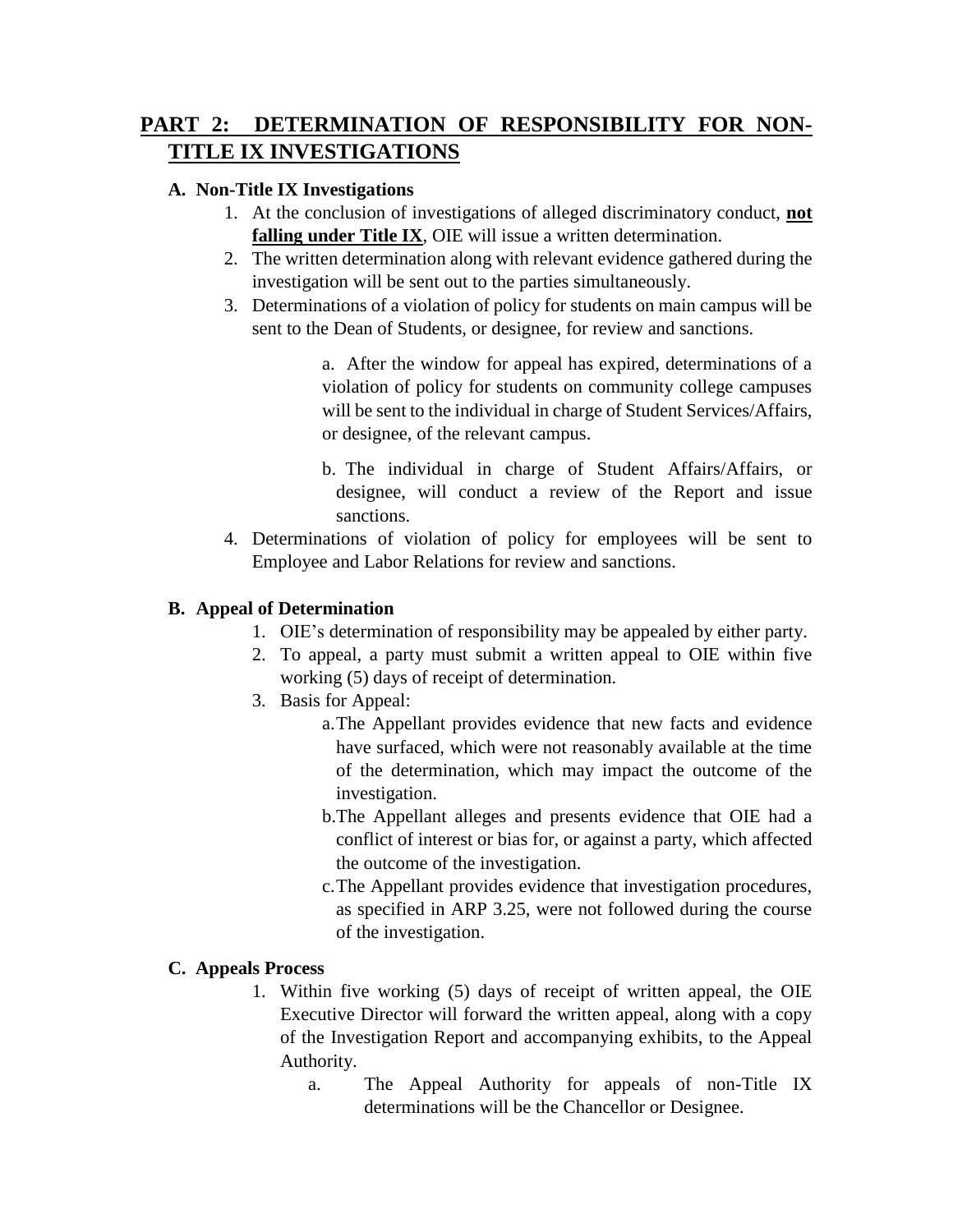## **PART 2: DETERMINATION OF RESPONSIBILITY FOR NON-TITLE IX INVESTIGATIONS**

### **A. Non-Title IX Investigations**

1. At the conclusion of investigations of alleged discriminatory conduct, **not falling under Title IX**, OIE will issue a written determination.
2. The written determination along with relevant evidence gathered during the investigation will be sent out to the parties simultaneously.
3. Determinations of a violation of policy for students on main campus will be sent to the Dean of Students, or designee, for review and sanctions.

    a. After the window for appeal has expired, determinations of a violation of policy for students on community college campuses will be sent to the individual in charge of Student Services/Affairs, or designee, of the relevant campus.

    b. The individual in charge of Student Affairs/Affairs, or designee, will conduct a review of the Report and issue sanctions.

4. Determinations of violation of policy for employees will be sent to Employee and Labor Relations for review and sanctions.

### **B. Appeal of Determination**

1. OIE's determination of responsibility may be appealed by either party.
2. To appeal, a party must submit a written appeal to OIE within five working (5) days of receipt of determination.
3. Basis for Appeal:
    a. The Appellant provides evidence that new facts and evidence have surfaced, which were not reasonably available at the time of the determination, which may impact the outcome of the investigation.
    b. The Appellant alleges and presents evidence that OIE had a conflict of interest or bias for, or against a party, which affected the outcome of the investigation.
    c. The Appellant provides evidence that investigation procedures, as specified in ARP 3.25, were not followed during the course of the investigation.

### **C. Appeals Process**

1. Within five working (5) days of receipt of written appeal, the OIE Executive Director will forward the written appeal, along with a copy of the Investigation Report and accompanying exhibits, to the Appeal Authority.
    a. The Appeal Authority for appeals of non-Title IX determinations will be the Chancellor or Designee.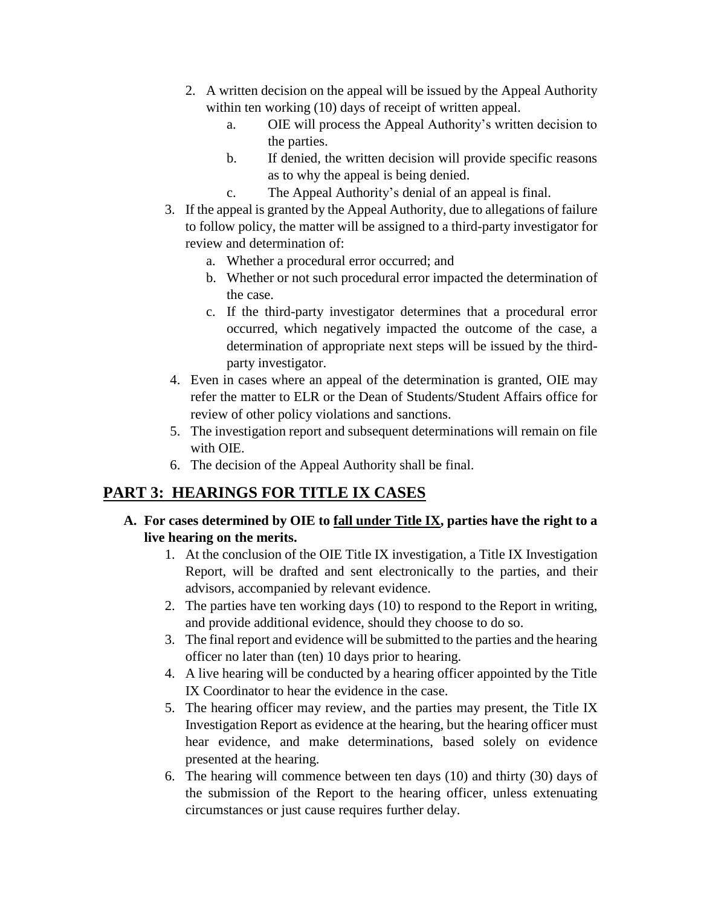2. A written decision on the appeal will be issued by the Appeal Authority within ten working (10) days of receipt of written appeal.
    a. OIE will process the Appeal Authority's written decision to the parties.
    b. If denied, the written decision will provide specific reasons as to why the appeal is being denied.
    c. The Appeal Authority's denial of an appeal is final.
3. If the appeal is granted by the Appeal Authority, due to allegations of failure to follow policy, the matter will be assigned to a third-party investigator for review and determination of:
    a. Whether a procedural error occurred; and
    b. Whether or not such procedural error impacted the determination of the case.
    c. If the third-party investigator determines that a procedural error occurred, which negatively impacted the outcome of the case, a determination of appropriate next steps will be issued by the third-party investigator.
4. Even in cases where an appeal of the determination is granted, OIE may refer the matter to ELR or the Dean of Students/Student Affairs office for review of other policy violations and sanctions.
5. The investigation report and subsequent determinations will remain on file with OIE.
6. The decision of the Appeal Authority shall be final.

## PART 3: HEARINGS FOR TITLE IX CASES

**A. For cases determined by OIE to fall under Title IX, parties have the right to a live hearing on the merits.**

1. At the conclusion of the OIE Title IX investigation, a Title IX Investigation Report, will be drafted and sent electronically to the parties, and their advisors, accompanied by relevant evidence.
2. The parties have ten working days (10) to respond to the Report in writing, and provide additional evidence, should they choose to do so.
3. The final report and evidence will be submitted to the parties and the hearing officer no later than (ten) 10 days prior to hearing.
4. A live hearing will be conducted by a hearing officer appointed by the Title IX Coordinator to hear the evidence in the case.
5. The hearing officer may review, and the parties may present, the Title IX Investigation Report as evidence at the hearing, but the hearing officer must hear evidence, and make determinations, based solely on evidence presented at the hearing.
6. The hearing will commence between ten days (10) and thirty (30) days of the submission of the Report to the hearing officer, unless extenuating circumstances or just cause requires further delay.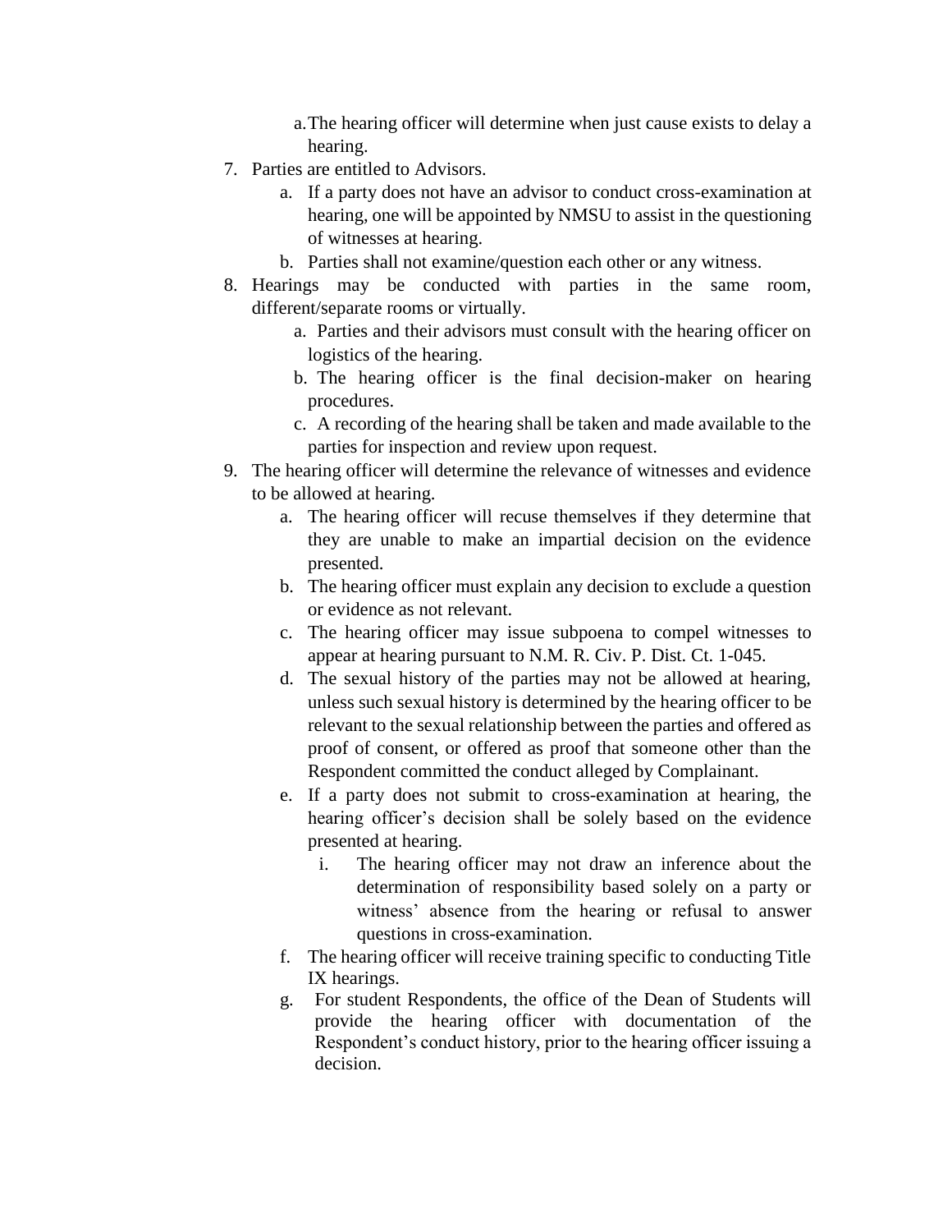a. The hearing officer will determine when just cause exists to delay a hearing.

7. Parties are entitled to Advisors.
   a. If a party does not have an advisor to conduct cross-examination at hearing, one will be appointed by NMSU to assist in the questioning of witnesses at hearing.
   b. Parties shall not examine/question each other or any witness.
8. Hearings may be conducted with parties in the same room, different/separate rooms or virtually.
   a. Parties and their advisors must consult with the hearing officer on logistics of the hearing.
   b. The hearing officer is the final decision-maker on hearing procedures.
   c. A recording of the hearing shall be taken and made available to the parties for inspection and review upon request.
9. The hearing officer will determine the relevance of witnesses and evidence to be allowed at hearing.
   a. The hearing officer will recuse themselves if they determine that they are unable to make an impartial decision on the evidence presented.
   b. The hearing officer must explain any decision to exclude a question or evidence as not relevant.
   c. The hearing officer may issue subpoena to compel witnesses to appear at hearing pursuant to N.M. R. Civ. P. Dist. Ct. 1-045.
   d. The sexual history of the parties may not be allowed at hearing, unless such sexual history is determined by the hearing officer to be relevant to the sexual relationship between the parties and offered as proof of consent, or offered as proof that someone other than the Respondent committed the conduct alleged by Complainant.
   e. If a party does not submit to cross-examination at hearing, the hearing officer's decision shall be solely based on the evidence presented at hearing.
      i. The hearing officer may not draw an inference about the determination of responsibility based solely on a party or witness' absence from the hearing or refusal to answer questions in cross-examination.
   f. The hearing officer will receive training specific to conducting Title IX hearings.
   g. For student Respondents, the office of the Dean of Students will provide the hearing officer with documentation of the Respondent's conduct history, prior to the hearing officer issuing a decision.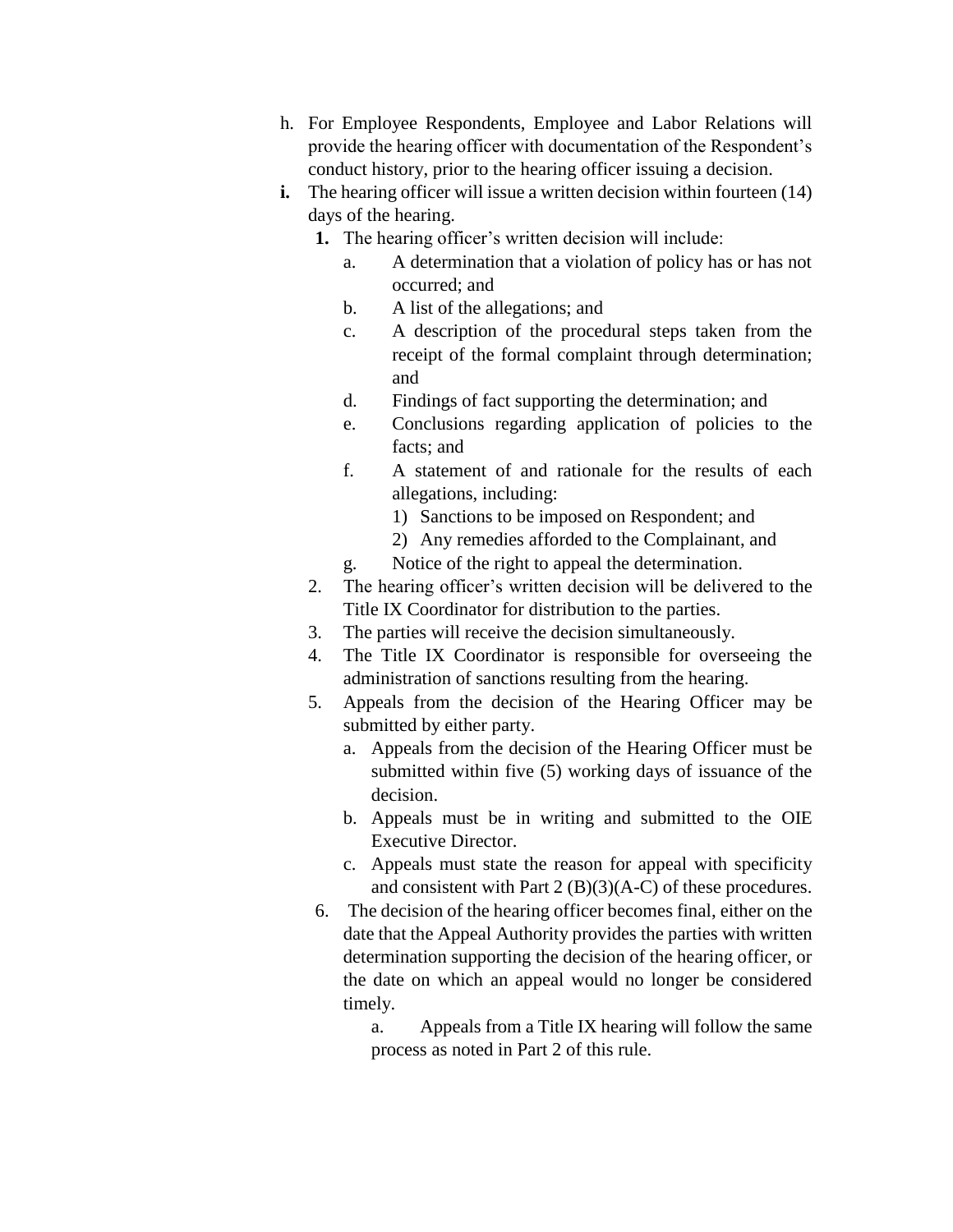h. For Employee Respondents, Employee and Labor Relations will provide the hearing officer with documentation of the Respondent's conduct history, prior to the hearing officer issuing a decision.

**i.** The hearing officer will issue a written decision within fourteen (14) days of the hearing.

   **1.** The hearing officer's written decision will include:

      a. A determination that a violation of policy has or has not occurred; and

      b. A list of the allegations; and

      c. A description of the procedural steps taken from the receipt of the formal complaint through determination; and

      d. Findings of fact supporting the determination; and

      e. Conclusions regarding application of policies to the facts; and

      f. A statement of and rationale for the results of each allegations, including:

         1) Sanctions to be imposed on Respondent; and

         2) Any remedies afforded to the Complainant, and

      g. Notice of the right to appeal the determination.

   2. The hearing officer's written decision will be delivered to the Title IX Coordinator for distribution to the parties.

   3. The parties will receive the decision simultaneously.

   4. The Title IX Coordinator is responsible for overseeing the administration of sanctions resulting from the hearing.

   5. Appeals from the decision of the Hearing Officer may be submitted by either party.

      a. Appeals from the decision of the Hearing Officer must be submitted within five (5) working days of issuance of the decision.

      b. Appeals must be in writing and submitted to the OIE Executive Director.

      c. Appeals must state the reason for appeal with specificity and consistent with Part 2 (B)(3)(A-C) of these procedures.

   6. The decision of the hearing officer becomes final, either on the date that the Appeal Authority provides the parties with written determination supporting the decision of the hearing officer, or the date on which an appeal would no longer be considered timely.

      a. Appeals from a Title IX hearing will follow the same process as noted in Part 2 of this rule.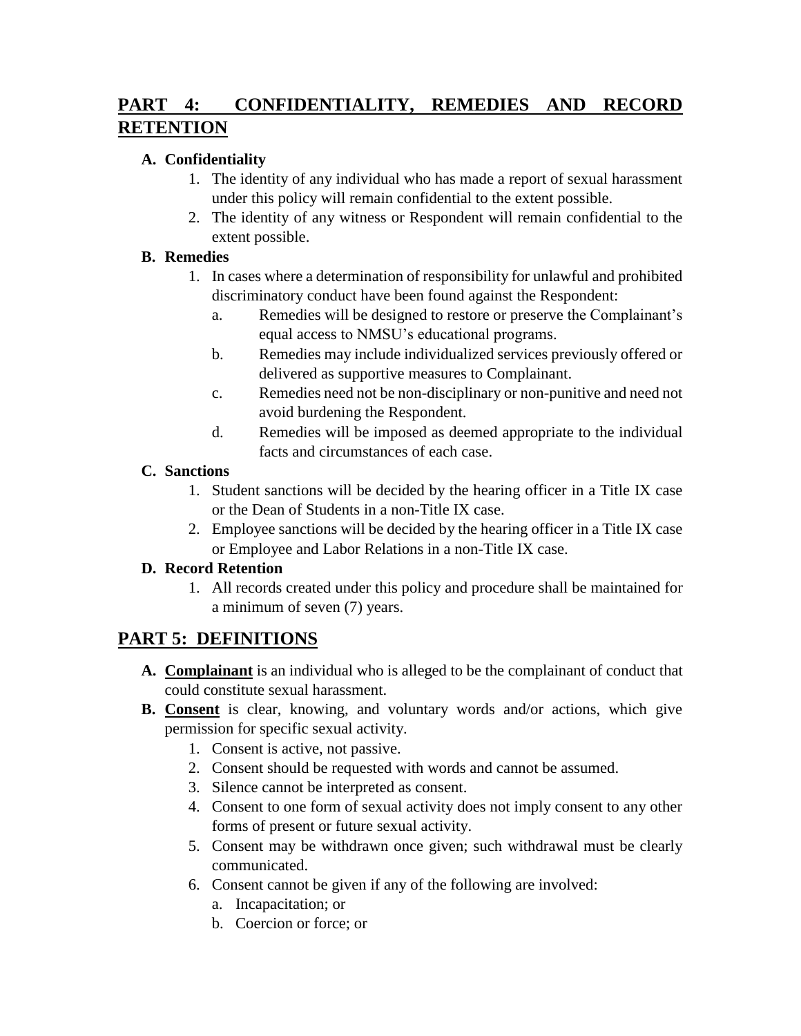## PART 4: CONFIDENTIALITY, REMEDIES AND RECORD RETENTION

**A. Confidentiality**

1. The identity of any individual who has made a report of sexual harassment under this policy will remain confidential to the extent possible.
2. The identity of any witness or Respondent will remain confidential to the extent possible.

**B. Remedies**

1. In cases where a determination of responsibility for unlawful and prohibited discriminatory conduct have been found against the Respondent:
   a. Remedies will be designed to restore or preserve the Complainant's equal access to NMSU's educational programs.
   b. Remedies may include individualized services previously offered or delivered as supportive measures to Complainant.
   c. Remedies need not be non-disciplinary or non-punitive and need not avoid burdening the Respondent.
   d. Remedies will be imposed as deemed appropriate to the individual facts and circumstances of each case.

**C. Sanctions**

1. Student sanctions will be decided by the hearing officer in a Title IX case or the Dean of Students in a non-Title IX case.
2. Employee sanctions will be decided by the hearing officer in a Title IX case or Employee and Labor Relations in a non-Title IX case.

**D. Record Retention**

1. All records created under this policy and procedure shall be maintained for a minimum of seven (7) years.

## PART 5: DEFINITIONS

**A. Complainant** is an individual who is alleged to be the complainant of conduct that could constitute sexual harassment.

**B. Consent** is clear, knowing, and voluntary words and/or actions, which give permission for specific sexual activity.

1. Consent is active, not passive.
2. Consent should be requested with words and cannot be assumed.
3. Silence cannot be interpreted as consent.
4. Consent to one form of sexual activity does not imply consent to any other forms of present or future sexual activity.
5. Consent may be withdrawn once given; such withdrawal must be clearly communicated.
6. Consent cannot be given if any of the following are involved:
   a. Incapacitation; or
   b. Coercion or force; or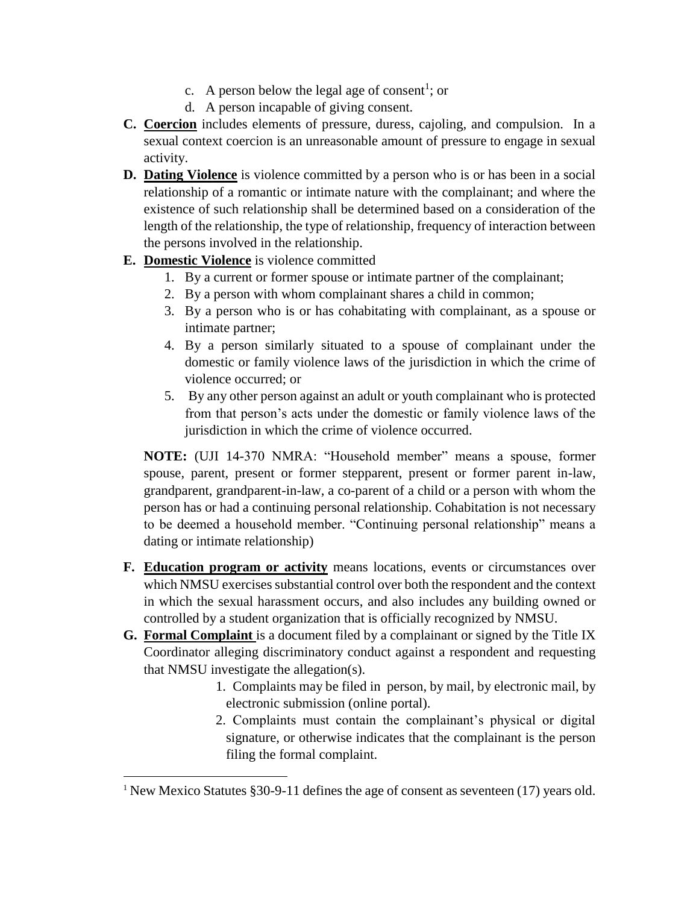c. A person below the legal age of consent[1]; or

d. A person incapable of giving consent.

**C. Coercion** includes elements of pressure, duress, cajoling, and compulsion. In a sexual context coercion is an unreasonable amount of pressure to engage in sexual activity.

**D. Dating Violence** is violence committed by a person who is or has been in a social relationship of a romantic or intimate nature with the complainant; and where the existence of such relationship shall be determined based on a consideration of the length of the relationship, the type of relationship, frequency of interaction between the persons involved in the relationship.

**E. Domestic Violence** is violence committed

1. By a current or former spouse or intimate partner of the complainant;
2. By a person with whom complainant shares a child in common;
3. By a person who is or has cohabitating with complainant, as a spouse or intimate partner;
4. By a person similarly situated to a spouse of complainant under the domestic or family violence laws of the jurisdiction in which the crime of violence occurred; or
5. By any other person against an adult or youth complainant who is protected from that person's acts under the domestic or family violence laws of the jurisdiction in which the crime of violence occurred.

**NOTE:** (UJI 14-370 NMRA: "Household member" means a spouse, former spouse, parent, present or former stepparent, present or former parent in-law, grandparent, grandparent-in-law, a co-parent of a child or a person with whom the person has or had a continuing personal relationship. Cohabitation is not necessary to be deemed a household member. "Continuing personal relationship" means a dating or intimate relationship)

**F. Education program or activity** means locations, events or circumstances over which NMSU exercises substantial control over both the respondent and the context in which the sexual harassment occurs, and also includes any building owned or controlled by a student organization that is officially recognized by NMSU.

**G. Formal Complaint** is a document filed by a complainant or signed by the Title IX Coordinator alleging discriminatory conduct against a respondent and requesting that NMSU investigate the allegation(s).

1. Complaints may be filed in person, by mail, by electronic mail, by electronic submission (online portal).
2. Complaints must contain the complainant's physical or digital signature, or otherwise indicates that the complainant is the person filing the formal complaint.

[1] New Mexico Statutes §30-9-11 defines the age of consent as seventeen (17) years old.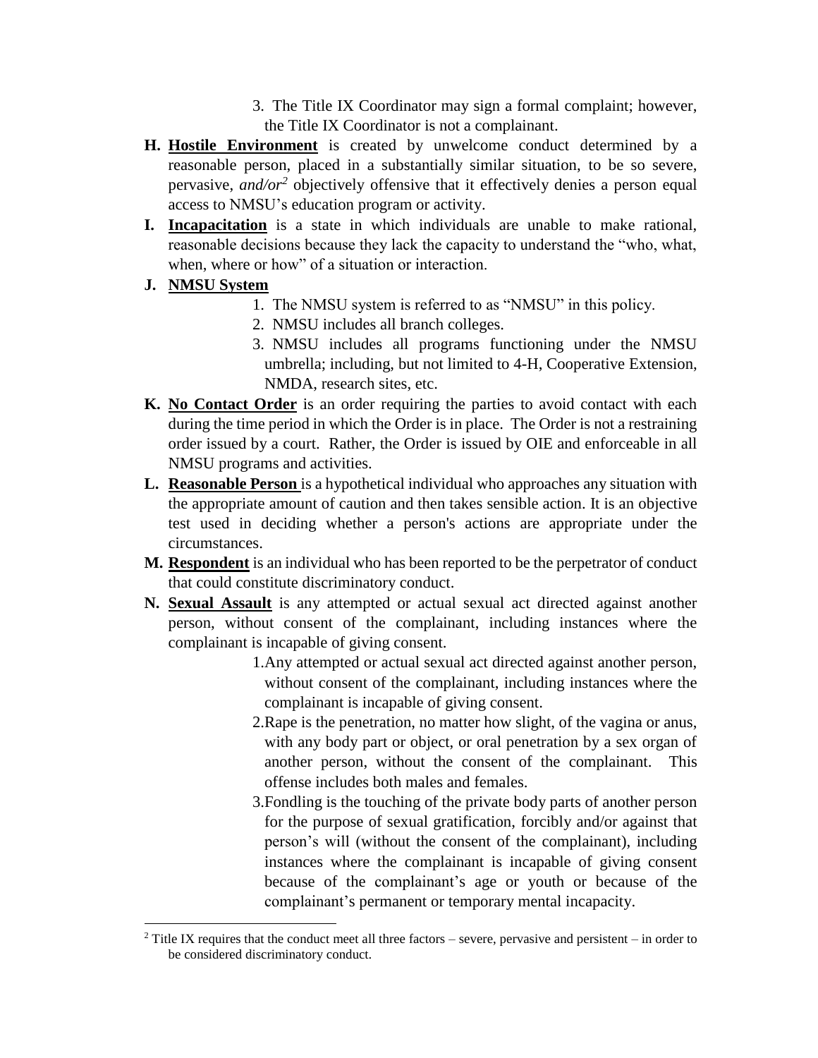3. The Title IX Coordinator may sign a formal complaint; however, the Title IX Coordinator is not a complainant.

**H. <u>Hostile Environment</u>** is created by unwelcome conduct determined by a reasonable person, placed in a substantially similar situation, to be so severe, pervasive, *and/or*[2] objectively offensive that it effectively denies a person equal access to NMSU's education program or activity.

**I. <u>Incapacitation</u>** is a state in which individuals are unable to make rational, reasonable decisions because they lack the capacity to understand the "who, what, when, where or how" of a situation or interaction.

**J. <u>NMSU System</u>**

1. The NMSU system is referred to as "NMSU" in this policy.
2. NMSU includes all branch colleges.
3. NMSU includes all programs functioning under the NMSU umbrella; including, but not limited to 4-H, Cooperative Extension, NMDA, research sites, etc.

**K. <u>No Contact Order</u>** is an order requiring the parties to avoid contact with each during the time period in which the Order is in place. The Order is not a restraining order issued by a court. Rather, the Order is issued by OIE and enforceable in all NMSU programs and activities.

**L. <u>Reasonable Person</u>** is a hypothetical individual who approaches any situation with the appropriate amount of caution and then takes sensible action. It is an objective test used in deciding whether a person's actions are appropriate under the circumstances.

**M. <u>Respondent</u>** is an individual who has been reported to be the perpetrator of conduct that could constitute discriminatory conduct.

**N. <u>Sexual Assault</u>** is any attempted or actual sexual act directed against another person, without consent of the complainant, including instances where the complainant is incapable of giving consent.

1. Any attempted or actual sexual act directed against another person, without consent of the complainant, including instances where the complainant is incapable of giving consent.
2. Rape is the penetration, no matter how slight, of the vagina or anus, with any body part or object, or oral penetration by a sex organ of another person, without the consent of the complainant. This offense includes both males and females.
3. Fondling is the touching of the private body parts of another person for the purpose of sexual gratification, forcibly and/or against that person's will (without the consent of the complainant), including instances where the complainant is incapable of giving consent because of the complainant's age or youth or because of the complainant's permanent or temporary mental incapacity.

---

[2] Title IX requires that the conduct meet all three factors – severe, pervasive and persistent – in order to be considered discriminatory conduct.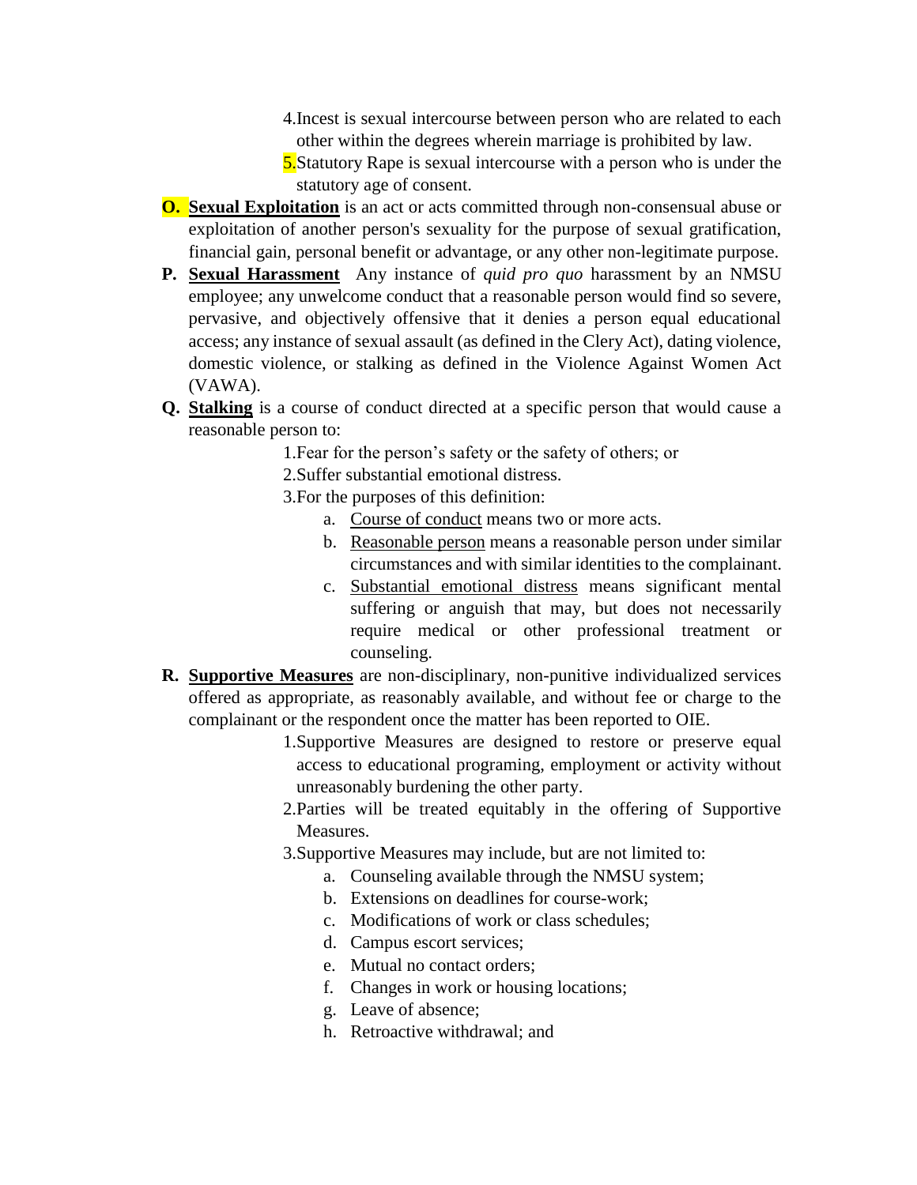4. Incest is sexual intercourse between person who are related to each other within the degrees wherein marriage is prohibited by law.
5. Statutory Rape is sexual intercourse with a person who is under the statutory age of consent.

**O. Sexual Exploitation** is an act or acts committed through non-consensual abuse or exploitation of another person's sexuality for the purpose of sexual gratification, financial gain, personal benefit or advantage, or any other non-legitimate purpose.

**P. Sexual Harassment** Any instance of *quid pro quo* harassment by an NMSU employee; any unwelcome conduct that a reasonable person would find so severe, pervasive, and objectively offensive that it denies a person equal educational access; any instance of sexual assault (as defined in the Clery Act), dating violence, domestic violence, or stalking as defined in the Violence Against Women Act (VAWA).

**Q. Stalking** is a course of conduct directed at a specific person that would cause a reasonable person to:

1. Fear for the person's safety or the safety of others; or
2. Suffer substantial emotional distress.
3. For the purposes of this definition:
    a. Course of conduct means two or more acts.
    b. Reasonable person means a reasonable person under similar circumstances and with similar identities to the complainant.
    c. Substantial emotional distress means significant mental suffering or anguish that may, but does not necessarily require medical or other professional treatment or counseling.

**R. Supportive Measures** are non-disciplinary, non-punitive individualized services offered as appropriate, as reasonably available, and without fee or charge to the complainant or the respondent once the matter has been reported to OIE.

1. Supportive Measures are designed to restore or preserve equal access to educational programing, employment or activity without unreasonably burdening the other party.
2. Parties will be treated equitably in the offering of Supportive Measures.
3. Supportive Measures may include, but are not limited to:
    a. Counseling available through the NMSU system;
    b. Extensions on deadlines for course-work;
    c. Modifications of work or class schedules;
    d. Campus escort services;
    e. Mutual no contact orders;
    f. Changes in work or housing locations;
    g. Leave of absence;
    h. Retroactive withdrawal; and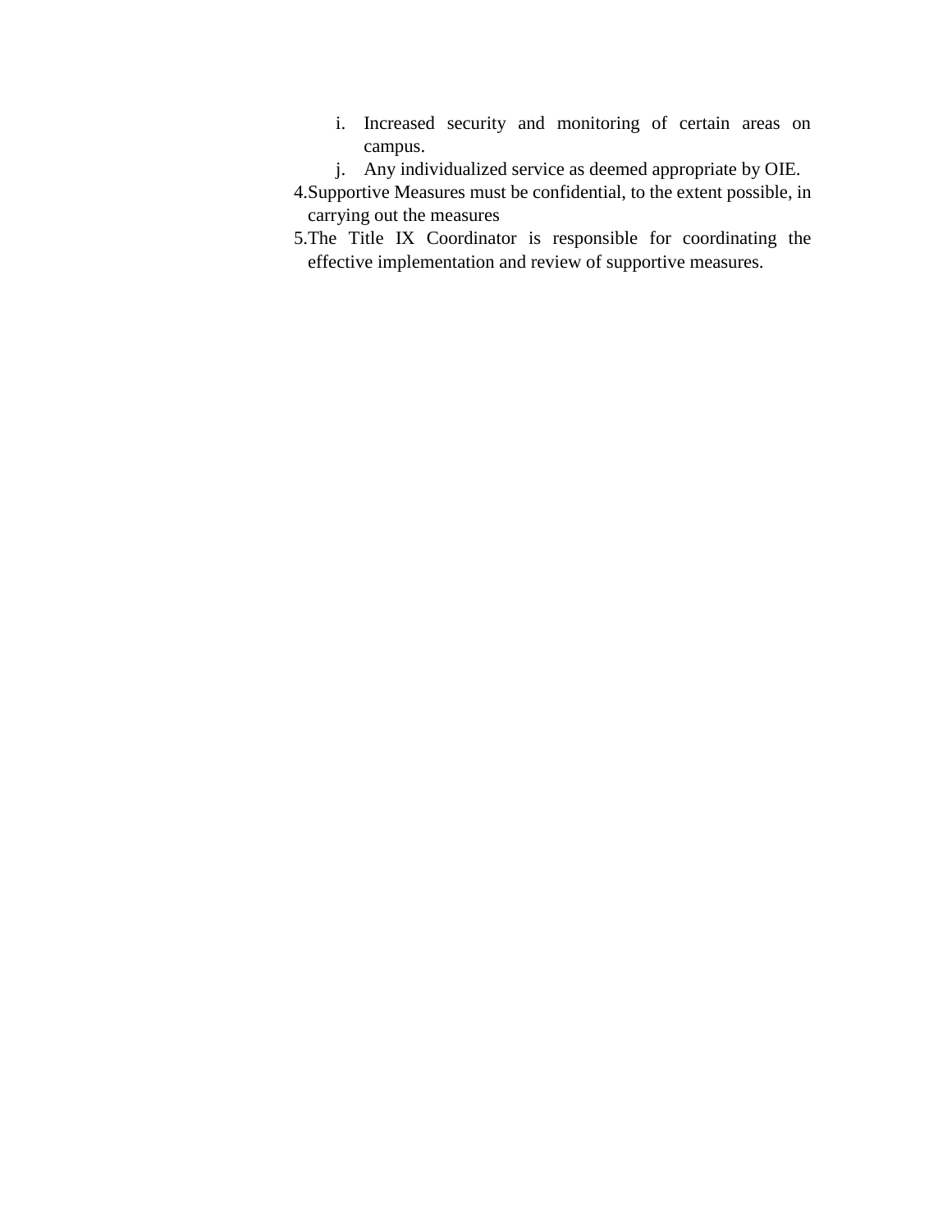i. Increased security and monitoring of certain areas on campus.
j. Any individualized service as deemed appropriate by OIE.

4. Supportive Measures must be confidential, to the extent possible, in carrying out the measures
5. The Title IX Coordinator is responsible for coordinating the effective implementation and review of supportive measures.